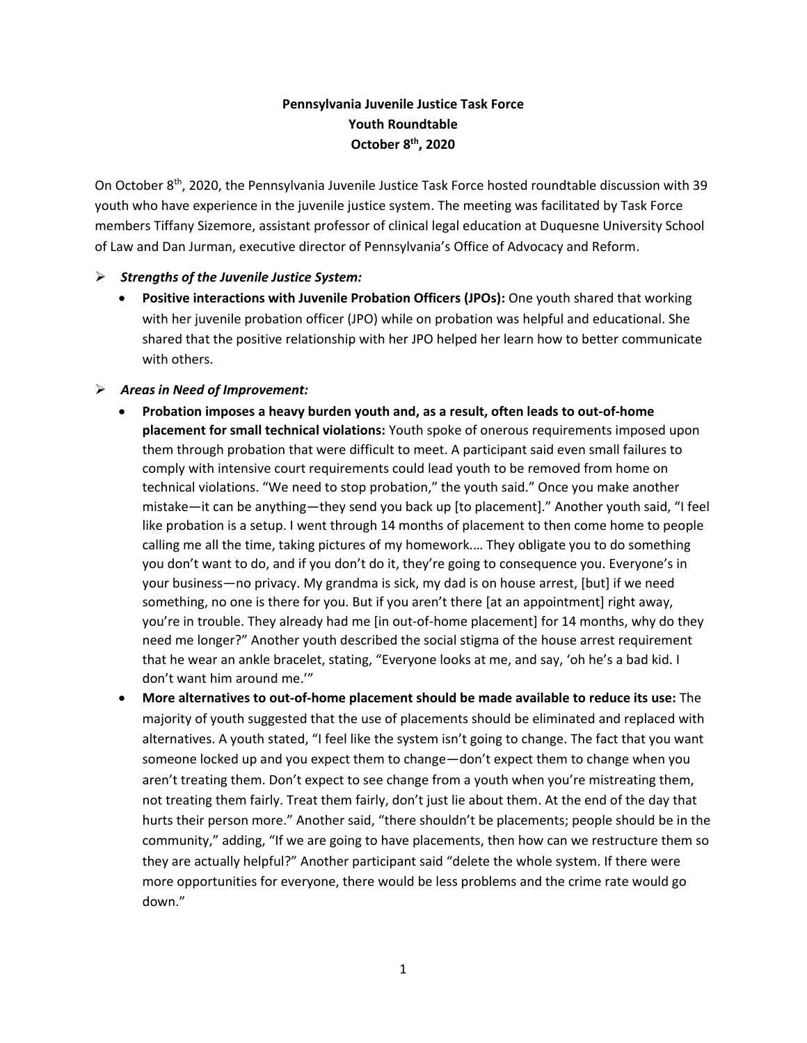**Pennsylvania Juvenile Justice Task Force**
**Youth Roundtable**
**October 8th, 2020**

On October 8th, 2020, the Pennsylvania Juvenile Justice Task Force hosted roundtable discussion with 39 youth who have experience in the juvenile justice system. The meeting was facilitated by Task Force members Tiffany Sizemore, assistant professor of clinical legal education at Duquesne University School of Law and Dan Jurman, executive director of Pennsylvania's Office of Advocacy and Reform.

- ***Strengths of the Juvenile Justice System:***
  - **Positive interactions with Juvenile Probation Officers (JPOs):** One youth shared that working with her juvenile probation officer (JPO) while on probation was helpful and educational. She shared that the positive relationship with her JPO helped her learn how to better communicate with others.

- ***Areas in Need of Improvement:***
  - **Probation imposes a heavy burden youth and, as a result, often leads to out-of-home placement for small technical violations:** Youth spoke of onerous requirements imposed upon them through probation that were difficult to meet. A participant said even small failures to comply with intensive court requirements could lead youth to be removed from home on technical violations. "We need to stop probation," the youth said." Once you make another mistake—it can be anything—they send you back up [to placement]." Another youth said, "I feel like probation is a setup. I went through 14 months of placement to then come home to people calling me all the time, taking pictures of my homework.… They obligate you to do something you don't want to do, and if you don't do it, they're going to consequence you. Everyone's in your business—no privacy. My grandma is sick, my dad is on house arrest, [but] if we need something, no one is there for you. But if you aren't there [at an appointment] right away, you're in trouble. They already had me [in out-of-home placement] for 14 months, why do they need me longer?" Another youth described the social stigma of the house arrest requirement that he wear an ankle bracelet, stating, "Everyone looks at me, and say, 'oh he's a bad kid. I don't want him around me.'"
  - **More alternatives to out-of-home placement should be made available to reduce its use:** The majority of youth suggested that the use of placements should be eliminated and replaced with alternatives. A youth stated, "I feel like the system isn't going to change. The fact that you want someone locked up and you expect them to change—don't expect them to change when you aren't treating them. Don't expect to see change from a youth when you're mistreating them, not treating them fairly. Treat them fairly, don't just lie about them. At the end of the day that hurts their person more." Another said, "there shouldn't be placements; people should be in the community," adding, "If we are going to have placements, then how can we restructure them so they are actually helpful?" Another participant said "delete the whole system. If there were more opportunities for everyone, there would be less problems and the crime rate would go down."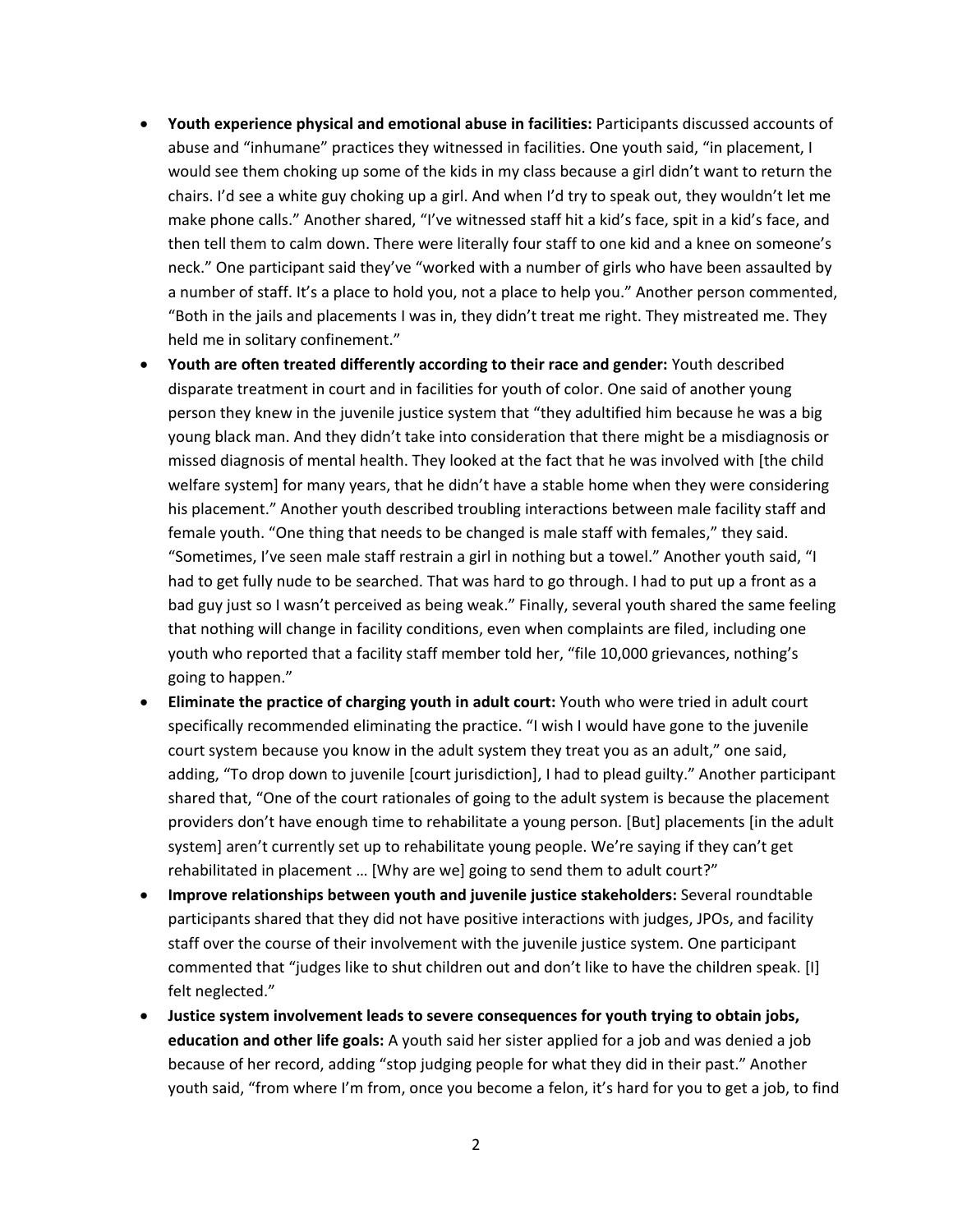- **Youth experience physical and emotional abuse in facilities:** Participants discussed accounts of abuse and "inhumane" practices they witnessed in facilities. One youth said, "in placement, I would see them choking up some of the kids in my class because a girl didn't want to return the chairs. I'd see a white guy choking up a girl. And when I'd try to speak out, they wouldn't let me make phone calls." Another shared, "I've witnessed staff hit a kid's face, spit in a kid's face, and then tell them to calm down. There were literally four staff to one kid and a knee on someone's neck." One participant said they've "worked with a number of girls who have been assaulted by a number of staff. It's a place to hold you, not a place to help you." Another person commented, "Both in the jails and placements I was in, they didn't treat me right. They mistreated me. They held me in solitary confinement."
- **Youth are often treated differently according to their race and gender:** Youth described disparate treatment in court and in facilities for youth of color. One said of another young person they knew in the juvenile justice system that "they adultified him because he was a big young black man. And they didn't take into consideration that there might be a misdiagnosis or missed diagnosis of mental health. They looked at the fact that he was involved with [the child welfare system] for many years, that he didn't have a stable home when they were considering his placement." Another youth described troubling interactions between male facility staff and female youth. "One thing that needs to be changed is male staff with females," they said. "Sometimes, I've seen male staff restrain a girl in nothing but a towel." Another youth said, "I had to get fully nude to be searched. That was hard to go through. I had to put up a front as a bad guy just so I wasn't perceived as being weak." Finally, several youth shared the same feeling that nothing will change in facility conditions, even when complaints are filed, including one youth who reported that a facility staff member told her, "file 10,000 grievances, nothing's going to happen."
- **Eliminate the practice of charging youth in adult court:** Youth who were tried in adult court specifically recommended eliminating the practice. "I wish I would have gone to the juvenile court system because you know in the adult system they treat you as an adult," one said, adding, "To drop down to juvenile [court jurisdiction], I had to plead guilty." Another participant shared that, "One of the court rationales of going to the adult system is because the placement providers don't have enough time to rehabilitate a young person. [But] placements [in the adult system] aren't currently set up to rehabilitate young people. We're saying if they can't get rehabilitated in placement … [Why are we] going to send them to adult court?"
- **Improve relationships between youth and juvenile justice stakeholders:** Several roundtable participants shared that they did not have positive interactions with judges, JPOs, and facility staff over the course of their involvement with the juvenile justice system. One participant commented that "judges like to shut children out and don't like to have the children speak. [I] felt neglected."
- **Justice system involvement leads to severe consequences for youth trying to obtain jobs, education and other life goals:** A youth said her sister applied for a job and was denied a job because of her record, adding "stop judging people for what they did in their past." Another youth said, "from where I'm from, once you become a felon, it's hard for you to get a job, to find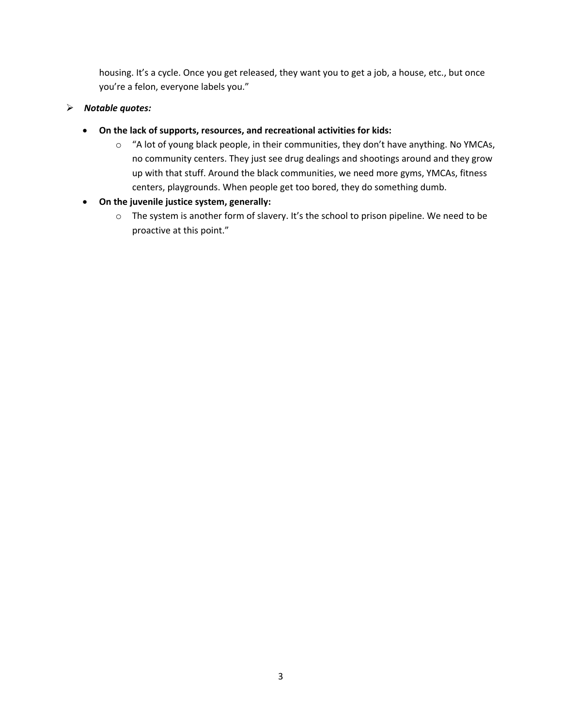housing. It's a cycle. Once you get released, they want you to get a job, a house, etc., but once you're a felon, everyone labels you."

- ***Notable quotes:***
  - **On the lack of supports, resources, and recreational activities for kids:**
    - "A lot of young black people, in their communities, they don't have anything. No YMCAs, no community centers. They just see drug dealings and shootings around and they grow up with that stuff. Around the black communities, we need more gyms, YMCAs, fitness centers, playgrounds. When people get too bored, they do something dumb.
  - **On the juvenile justice system, generally:**
    - The system is another form of slavery. It's the school to prison pipeline. We need to be proactive at this point."